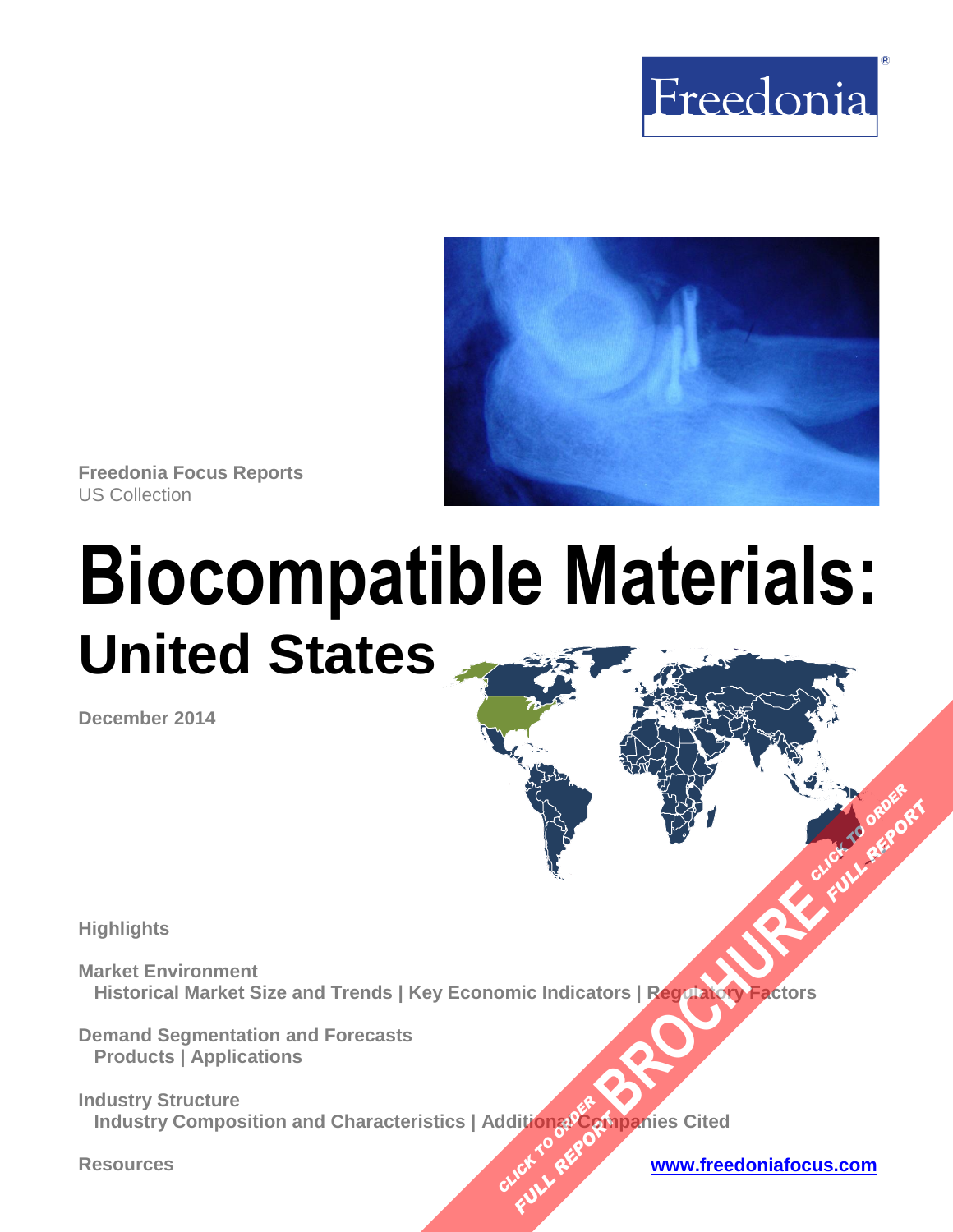Freedonia

Freedonia Focus Reports
US Collection

# Biocompatible Materials:
## United States

December 2014

Highlights

**Market Environment**
Historical Market Size and Trends | Key Economic Indicators | Regulatory Factors

**Demand Segmentation and Forecasts**
Products | Applications

**Industry Structure**
Industry Composition and Characteristics | Additional Companies Cited

**Resources**

www.freedoniafocus.com

CLICK TO ORDER FULL REPORT BROCHURE CLICK TO ORDER FULL REPORT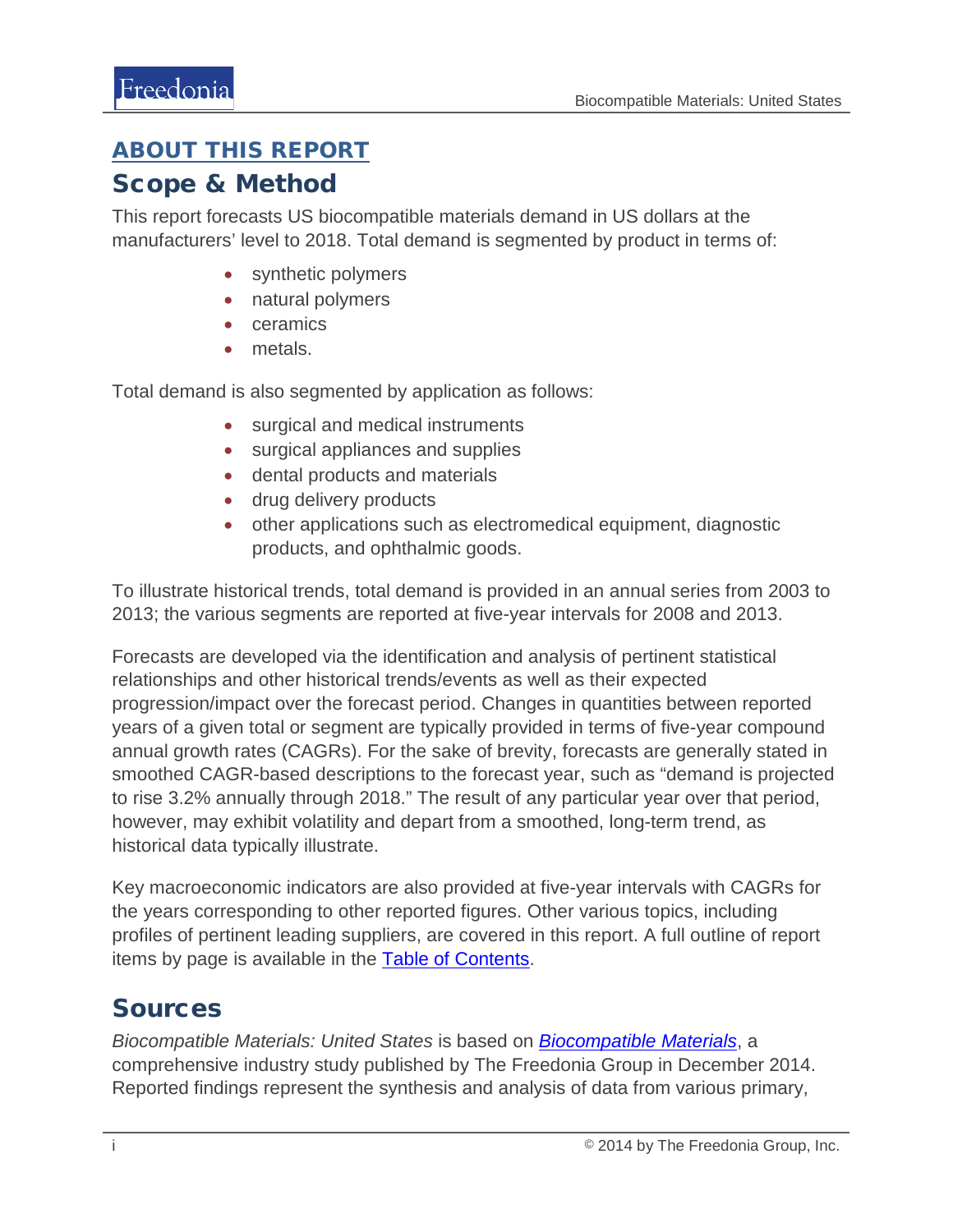## ABOUT THIS REPORT

## Scope & Method

This report forecasts US biocompatible materials demand in US dollars at the manufacturers' level to 2018. Total demand is segmented by product in terms of:

- synthetic polymers
- natural polymers
- ceramics
- metals.

Total demand is also segmented by application as follows:

- surgical and medical instruments
- surgical appliances and supplies
- dental products and materials
- drug delivery products
- other applications such as electromedical equipment, diagnostic products, and ophthalmic goods.

To illustrate historical trends, total demand is provided in an annual series from 2003 to 2013; the various segments are reported at five-year intervals for 2008 and 2013.

Forecasts are developed via the identification and analysis of pertinent statistical relationships and other historical trends/events as well as their expected progression/impact over the forecast period. Changes in quantities between reported years of a given total or segment are typically provided in terms of five-year compound annual growth rates (CAGRs). For the sake of brevity, forecasts are generally stated in smoothed CAGR-based descriptions to the forecast year, such as "demand is projected to rise 3.2% annually through 2018." The result of any particular year over that period, however, may exhibit volatility and depart from a smoothed, long-term trend, as historical data typically illustrate.

Key macroeconomic indicators are also provided at five-year intervals with CAGRs for the years corresponding to other reported figures. Other various topics, including profiles of pertinent leading suppliers, are covered in this report. A full outline of report items by page is available in the Table of Contents.

## Sources

*Biocompatible Materials: United States* is based on *Biocompatible Materials*, a comprehensive industry study published by The Freedonia Group in December 2014. Reported findings represent the synthesis and analysis of data from various primary,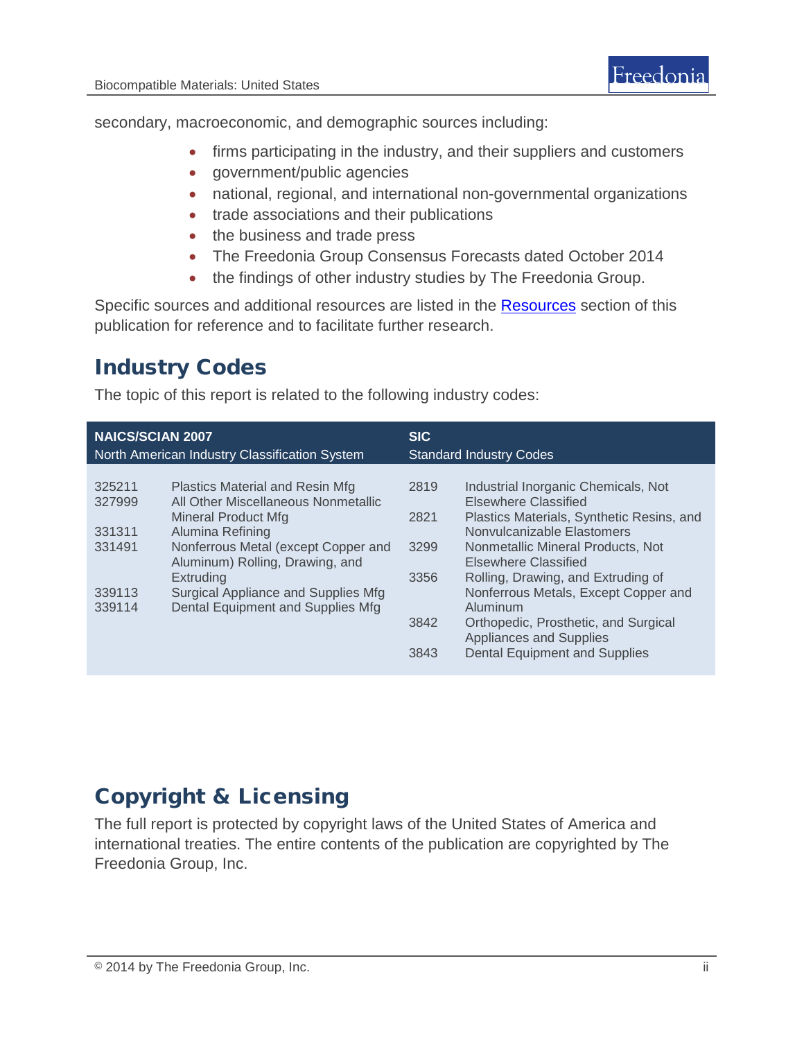secondary, macroeconomic, and demographic sources including:

- firms participating in the industry, and their suppliers and customers
- government/public agencies
- national, regional, and international non-governmental organizations
- trade associations and their publications
- the business and trade press
- The Freedonia Group Consensus Forecasts dated October 2014
- the findings of other industry studies by The Freedonia Group.

Specific sources and additional resources are listed in the Resources section of this publication for reference and to facilitate further research.

## Industry Codes

The topic of this report is related to the following industry codes:

| NAICS/SCIAN 2007 North American Industry Classification System | | SIC Standard Industry Codes | |
|---|---|---|---|
| 325211 | Plastics Material and Resin Mfg | 2819 | Industrial Inorganic Chemicals, Not Elsewhere Classified |
| 327999 | All Other Miscellaneous Nonmetallic Mineral Product Mfg | 2821 | Plastics Materials, Synthetic Resins, and Nonvulcanizable Elastomers |
| 331311 | Alumina Refining | 3299 | Nonmetallic Mineral Products, Not Elsewhere Classified |
| 331491 | Nonferrous Metal (except Copper and Aluminum) Rolling, Drawing, and Extruding | 3356 | Rolling, Drawing, and Extruding of Nonferrous Metals, Except Copper and Aluminum |
| 339113 | Surgical Appliance and Supplies Mfg | 3842 | Orthopedic, Prosthetic, and Surgical Appliances and Supplies |
| 339114 | Dental Equipment and Supplies Mfg | 3843 | Dental Equipment and Supplies |

## Copyright & Licensing

The full report is protected by copyright laws of the United States of America and international treaties. The entire contents of the publication are copyrighted by The Freedonia Group, Inc.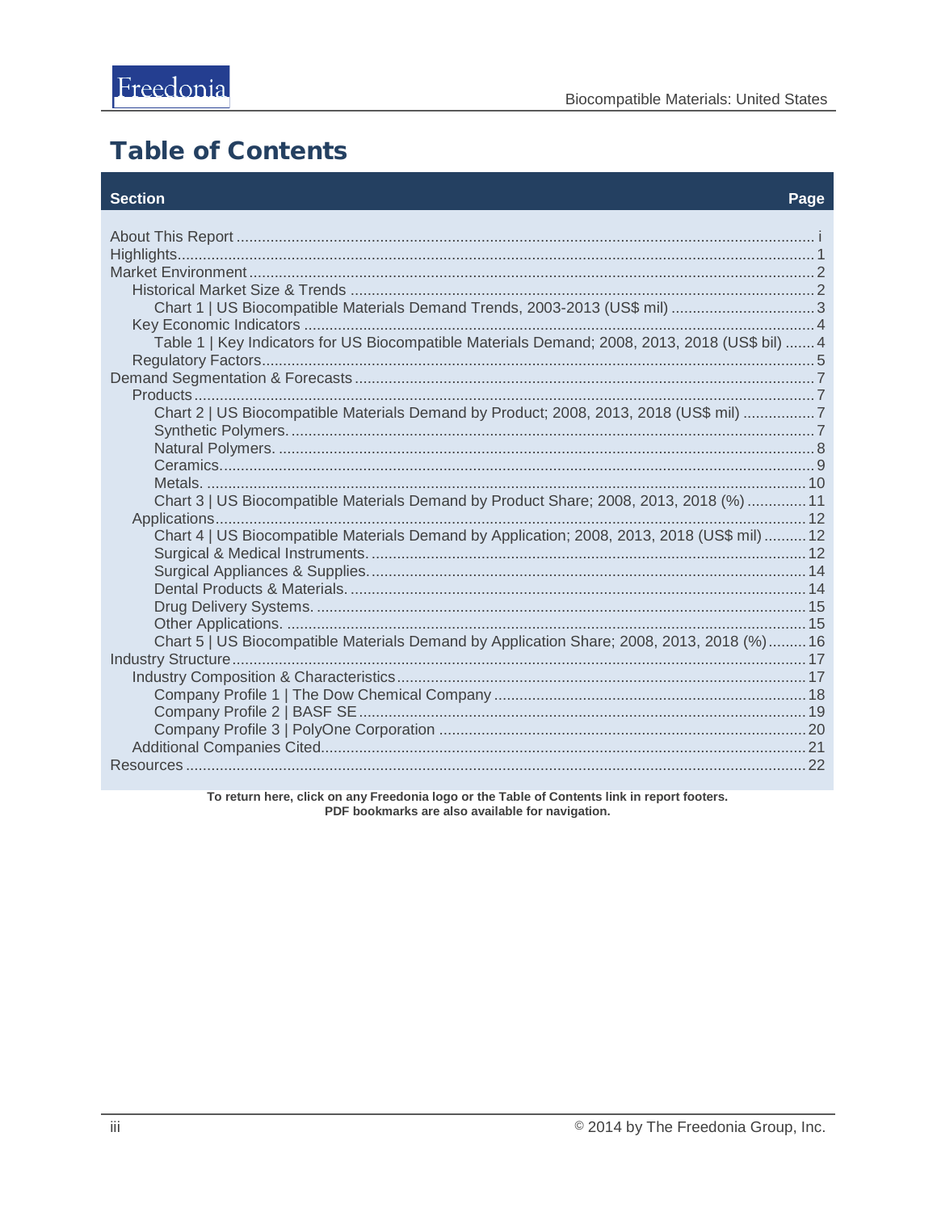# Table of Contents

| Section | Page |
| --- | --- |
| About This Report | i |
| Highlights | 1 |
| Market Environment | 2 |
| Historical Market Size & Trends | 2 |
| Chart 1 \| US Biocompatible Materials Demand Trends, 2003-2013 (US$ mil) | 3 |
| Key Economic Indicators | 4 |
| Table 1 \| Key Indicators for US Biocompatible Materials Demand; 2008, 2013, 2018 (US$ bil) | 4 |
| Regulatory Factors | 5 |
| Demand Segmentation & Forecasts | 7 |
| Products | 7 |
| Chart 2 \| US Biocompatible Materials Demand by Product; 2008, 2013, 2018 (US$ mil) | 7 |
| Synthetic Polymers. | 7 |
| Natural Polymers. | 8 |
| Ceramics. | 9 |
| Metals. | 10 |
| Chart 3 \| US Biocompatible Materials Demand by Product Share; 2008, 2013, 2018 (%) | 11 |
| Applications | 12 |
| Chart 4 \| US Biocompatible Materials Demand by Application; 2008, 2013, 2018 (US$ mil) | 12 |
| Surgical & Medical Instruments. | 12 |
| Surgical Appliances & Supplies. | 14 |
| Dental Products & Materials. | 14 |
| Drug Delivery Systems. | 15 |
| Other Applications. | 15 |
| Chart 5 \| US Biocompatible Materials Demand by Application Share; 2008, 2013, 2018 (%) | 16 |
| Industry Structure | 17 |
| Industry Composition & Characteristics | 17 |
| Company Profile 1 \| The Dow Chemical Company | 18 |
| Company Profile 2 \| BASF SE | 19 |
| Company Profile 3 \| PolyOne Corporation | 20 |
| Additional Companies Cited | 21 |
| Resources | 22 |

**To return here, click on any Freedonia logo or the Table of Contents link in report footers.**
**PDF bookmarks are also available for navigation.**